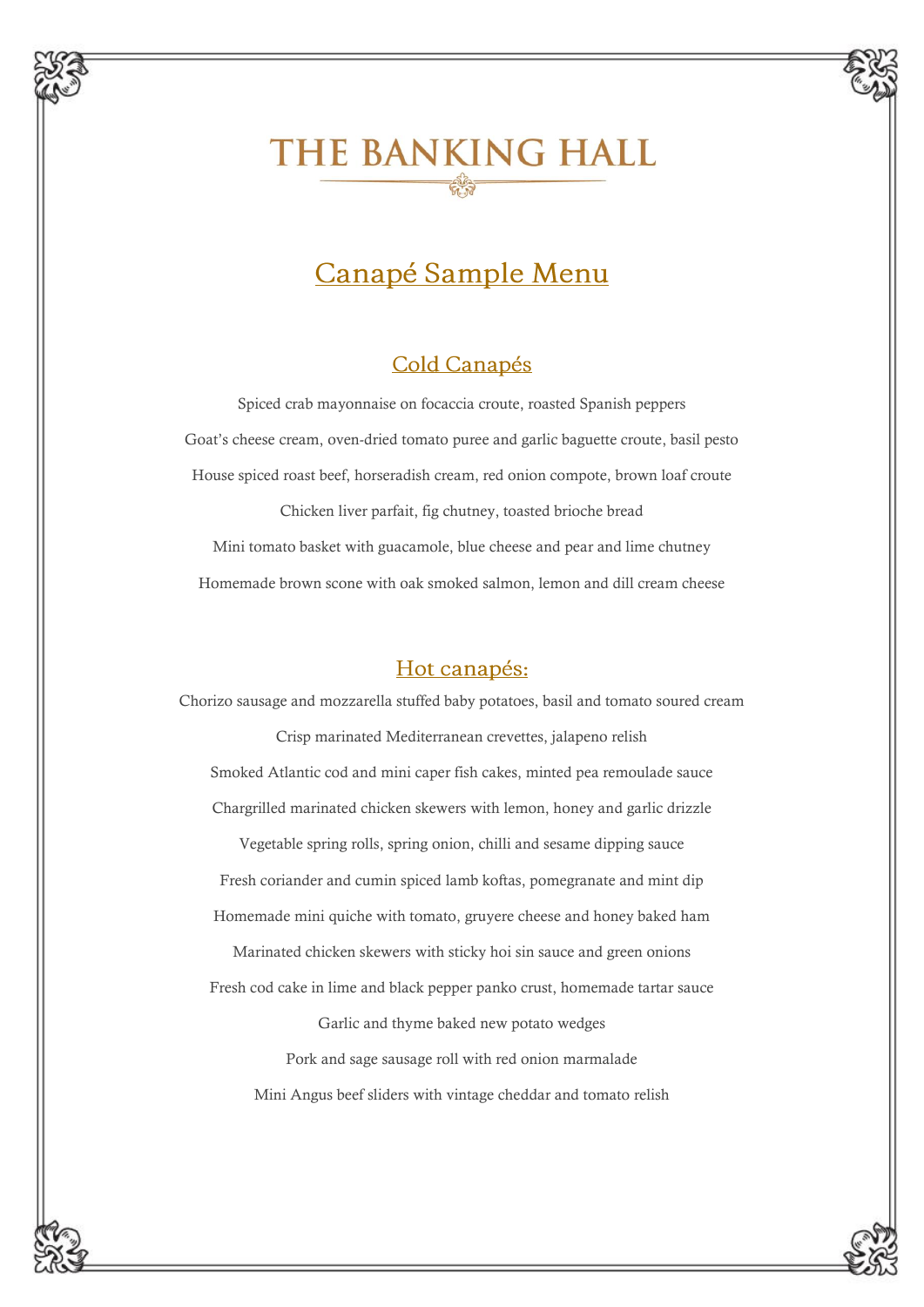# THE BANKING HALL

## Canapé Sample Menu

### Cold Canapés

Spiced crab mayonnaise on focaccia croute, roasted Spanish peppers

Goat's cheese cream, oven-dried tomato puree and garlic baguette croute, basil pesto

House spiced roast beef, horseradish cream, red onion compote, brown loaf croute

Chicken liver parfait, fig chutney, toasted brioche bread

Mini tomato basket with guacamole, blue cheese and pear and lime chutney

Homemade brown scone with oak smoked salmon, lemon and dill cream cheese

### Hot canapés:

Chorizo sausage and mozzarella stuffed baby potatoes, basil and tomato soured cream

Crisp marinated Mediterranean crevettes, jalapeno relish

Smoked Atlantic cod and mini caper fish cakes, minted pea remoulade sauce

Chargrilled marinated chicken skewers with lemon, honey and garlic drizzle

Vegetable spring rolls, spring onion, chilli and sesame dipping sauce

Fresh coriander and cumin spiced lamb koftas, pomegranate and mint dip

Homemade mini quiche with tomato, gruyere cheese and honey baked ham

Marinated chicken skewers with sticky hoi sin sauce and green onions

Fresh cod cake in lime and black pepper panko crust, homemade tartar sauce

Garlic and thyme baked new potato wedges

Pork and sage sausage roll with red onion marmalade

Mini Angus beef sliders with vintage cheddar and tomato relish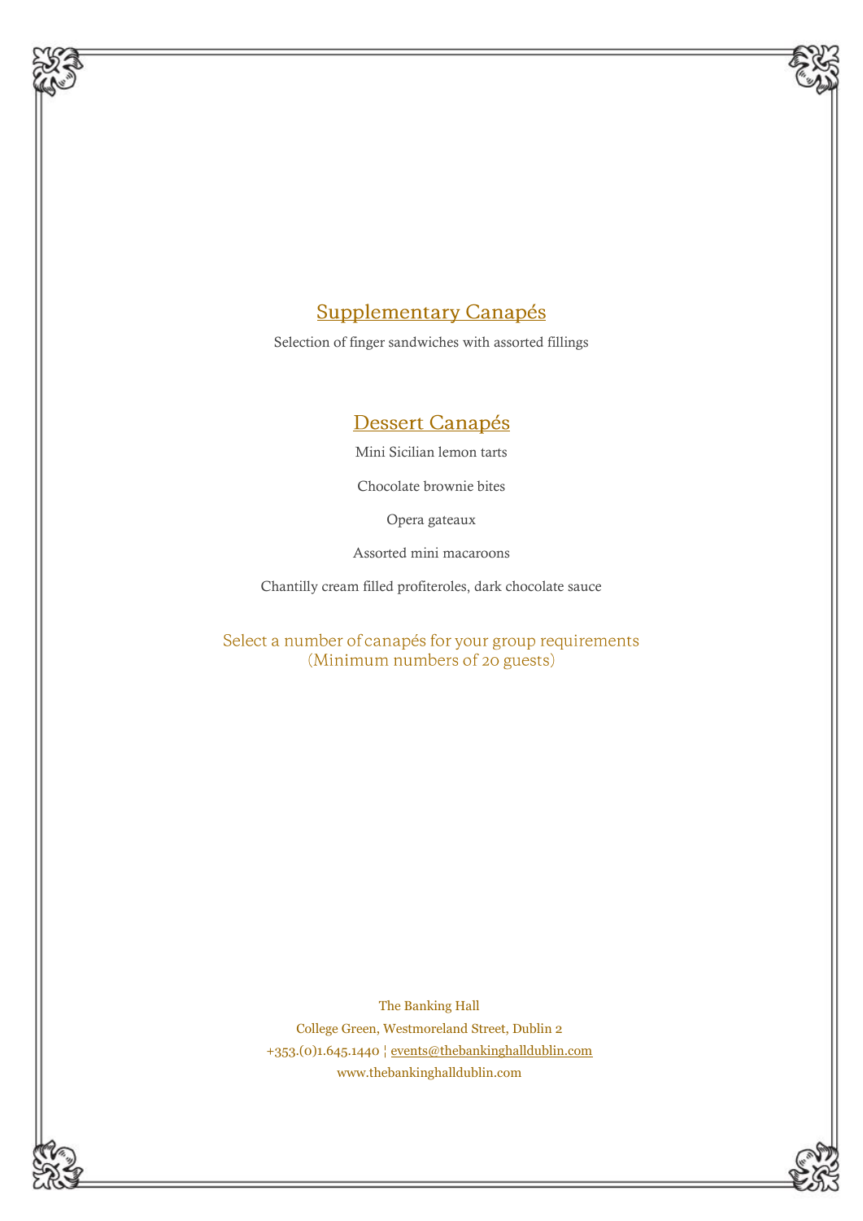## Supplementary Canapés

Selection of finger sandwiches with assorted fillings

## Dessert Canapés

Mini Sicilian lemon tarts

Chocolate brownie bites

Opera gateaux

Assorted mini macaroons

Chantilly cream filled profiteroles, dark chocolate sauce

Select a number of canapés for your group requirements
(Minimum numbers of 20 guests)

The Banking Hall
College Green, Westmoreland Street, Dublin 2
+353.(0)1.645.1440 ¦ events@thebankinghalldublin.com
www.thebankinghalldublin.com